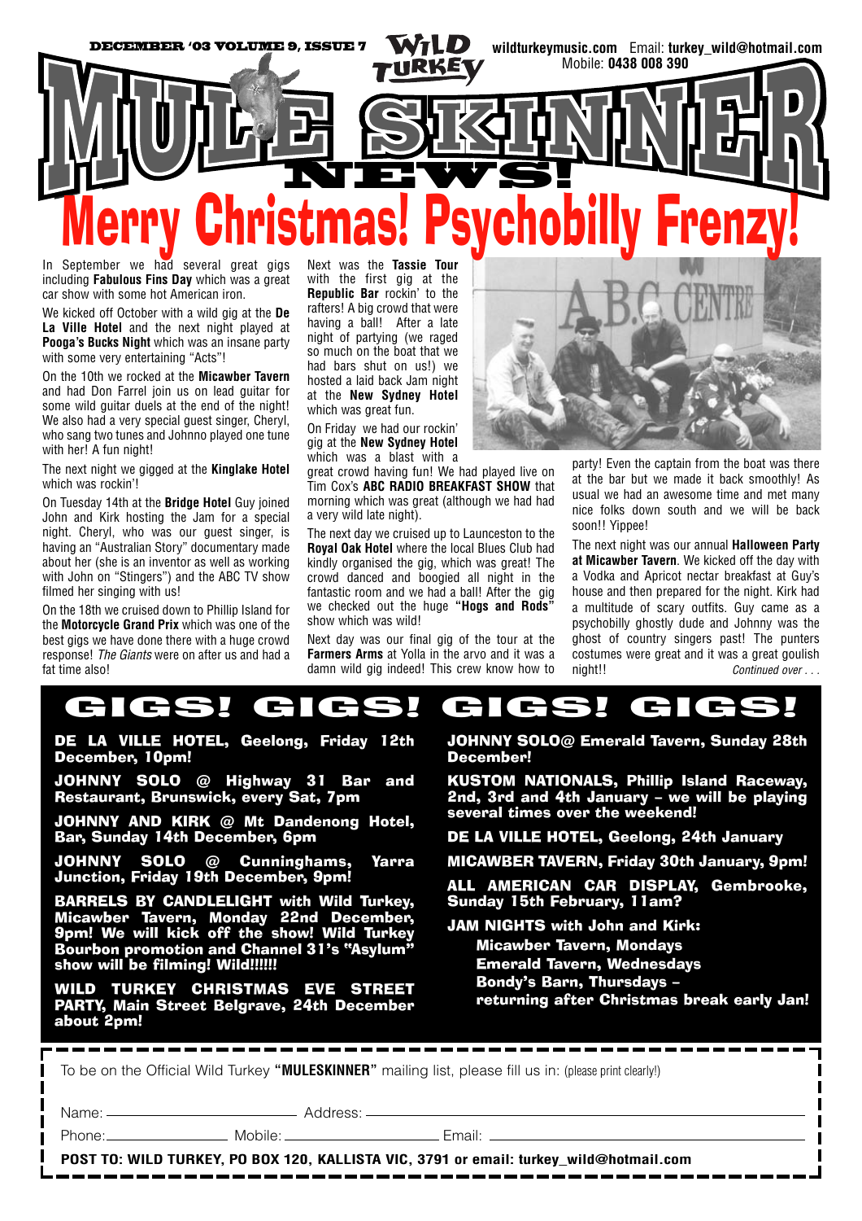DECEMBER '03 VOLUME 9, ISSUE 7

WILD TURKEY

wildturkeymusic.com Email: **turkey_wild@hotmail.com**
Mobile: **0438 008 390**

# MULE SKINNER NEWS!

# Merry Christmas! Psychobilly Frenzy!

In September we had several great gigs including **Fabulous Fins Day** which was a great car show with some hot American iron.

We kicked off October with a wild gig at the **De La Ville Hotel** and the next night played at **Pooga's Bucks Night** which was an insane party with some very entertaining "Acts"!

On the 10th we rocked at the **Micawber Tavern** and had Don Farrel join us on lead guitar for some wild guitar duels at the end of the night! We also had a very special guest singer, Cheryl, who sang two tunes and Johnno played one tune with her! A fun night!

The next night we gigged at the **Kinglake Hotel** which was rockin'!

On Tuesday 14th at the **Bridge Hotel** Guy joined John and Kirk hosting the Jam for a special night. Cheryl, who was our guest singer, is having an "Australian Story" documentary made about her (she is an inventor as well as working with John on "Stingers") and the ABC TV show filmed her singing with us!

On the 18th we cruised down to Phillip Island for the **Motorcycle Grand Prix** which was one of the best gigs we have done there with a huge crowd response! *The Giants* were on after us and had a fat time also!

Next was the **Tassie Tour** with the first gig at the **Republic Bar** rockin' to the rafters! A big crowd that were having a ball! After a late night of partying (we raged so much on the boat that we had bars shut on us!) we hosted a laid back Jam night at the **New Sydney Hotel** which was great fun.

On Friday we had our rockin' gig at the **New Sydney Hotel** which was a blast with a great crowd having fun! We had played live on Tim Cox's **ABC RADIO BREAKFAST SHOW** that morning which was great (although we had had a very wild late night).

The next day we cruised up to Launceston to the **Royal Oak Hotel** where the local Blues Club had kindly organised the gig, which was great! The crowd danced and boogied all night in the fantastic room and we had a ball! After the gig we checked out the huge **"Hogs and Rods"** show which was wild!

Next day was our final gig of the tour at the **Farmers Arms** at Yolla in the arvo and it was a damn wild gig indeed! This crew know how to party! Even the captain from the boat was there at the bar but we made it back smoothly! As usual we had an awesome time and met many nice folks down south and we will be back soon!! Yippee!

The next night was our annual **Halloween Party at Micawber Tavern**. We kicked off the day with a Vodka and Apricot nectar breakfast at Guy's house and then prepared for the night. Kirk had a multitude of scary outfits. Guy came as a psychobilly ghostly dude and Johnny was the ghost of country singers past! The punters costumes were great and it was a great goulish night!! *Continued over . . .*

## GIGS! GIGS! GIGS! GIGS!

**DE LA VILLE HOTEL, Geelong, Friday 12th December, 10pm!**

**JOHNNY SOLO @ Highway 31 Bar and Restaurant, Brunswick, every Sat, 7pm**

**JOHNNY AND KIRK @ Mt Dandenong Hotel, Bar, Sunday 14th December, 6pm**

**JOHNNY SOLO @ Cunninghams, Yarra Junction, Friday 19th December, 9pm!**

**BARRELS BY CANDLELIGHT with Wild Turkey, Micawber Tavern, Monday 22nd December, 9pm! We will kick off the show! Wild Turkey Bourbon promotion and Channel 31's "Asylum" show will be filming! Wild!!!!!!**

**WILD TURKEY CHRISTMAS EVE STREET PARTY, Main Street Belgrave, 24th December about 2pm!**

**JOHNNY SOLO@ Emerald Tavern, Sunday 28th December!**

**KUSTOM NATIONALS, Phillip Island Raceway, 2nd, 3rd and 4th January – we will be playing several times over the weekend!**

**DE LA VILLE HOTEL, Geelong, 24th January**

**MICAWBER TAVERN, Friday 30th January, 9pm!**

**ALL AMERICAN CAR DISPLAY, Gembrooke, Sunday 15th February, 11am?**

**JAM NIGHTS with John and Kirk:**
- **Micawber Tavern, Mondays**
- **Emerald Tavern, Wednesdays**
- **Bondy's Barn, Thursdays – returning after Christmas break early Jan!**

---

To be on the Official Wild Turkey **"MULESKINNER"** mailing list, please fill us in: (please print clearly!)

Name: ______________ Address: ______________

Phone: ______________ Mobile: ______________ Email: ______________

**POST TO: WILD TURKEY, PO BOX 120, KALLISTA VIC, 3791 or email: turkey_wild@hotmail.com**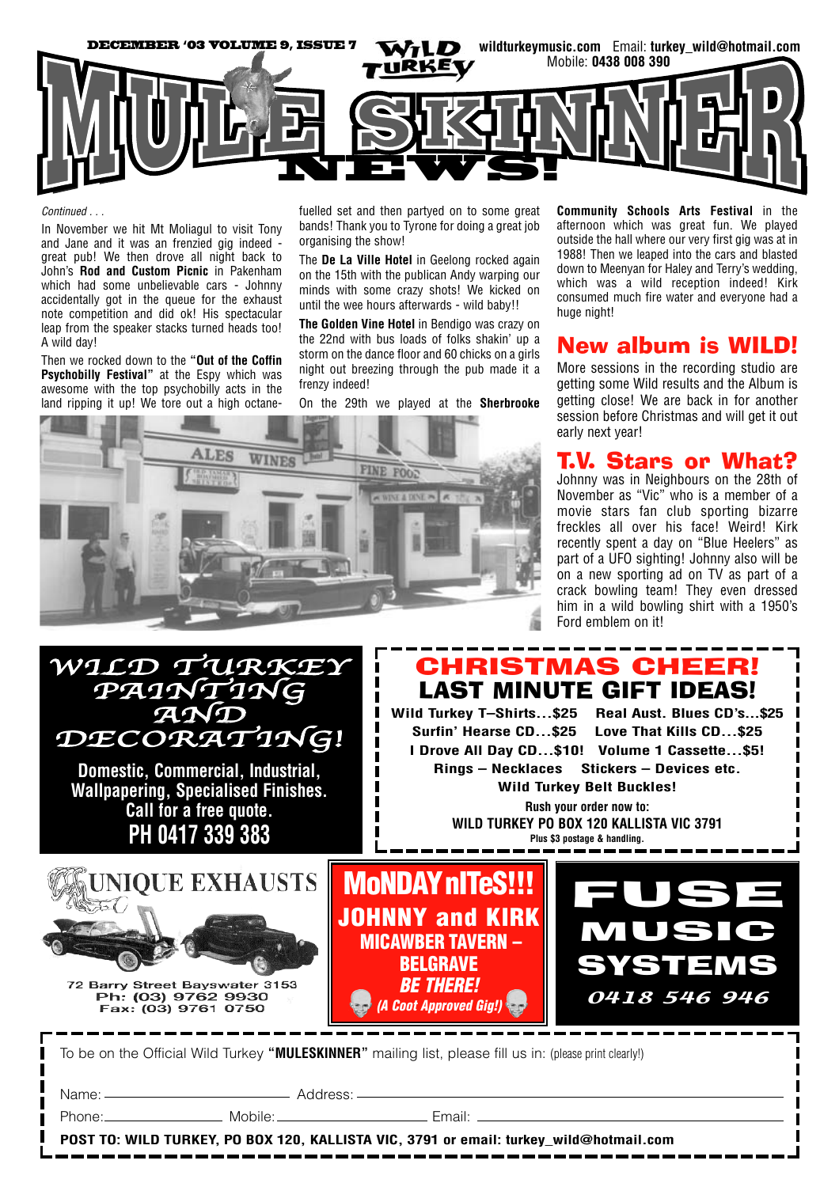DECEMBER '03 VOLUME 9, ISSUE 7

WILD TURKEY

wildturkeymusic.com Email: **turkey_wild@hotmail.com**
Mobile: **0438 008 390**

# MULE SKINNER NEWS!

*Continued . . .*

In November we hit Mt Moliagul to visit Tony and Jane and it was an frenzied gig indeed - great pub! We then drove all night back to John's **Rod and Custom Picnic** in Pakenham which had some unbelievable cars - Johnny accidentally got in the queue for the exhaust note competition and did ok! His spectacular leap from the speaker stacks turned heads too! A wild day!

Then we rocked down to the **"Out of the Coffin Psychobilly Festival"** at the Espy which was awesome with the top psychobilly acts in the land ripping it up! We tore out a high octane-fuelled set and then partyed on to some great bands! Thank you to Tyrone for doing a great job organising the show!

The **De La Ville Hotel** in Geelong rocked again on the 15th with the publican Andy warping our minds with some crazy shots! We kicked on until the wee hours afterwards - wild baby!!

**The Golden Vine Hotel** in Bendigo was crazy on the 22nd with bus loads of folks shakin' up a storm on the dance floor and 60 chicks on a girls night out breezing through the pub made it a frenzy indeed!

On the 29th we played at the **Sherbrooke Community Schools Arts Festival** in the afternoon which was great fun. We played outside the hall where our very first gig was at in 1988! Then we leaped into the cars and blasted down to Meenyan for Haley and Terry's wedding, which was a wild reception indeed! Kirk consumed much fire water and everyone had a huge night!

## New album is WILD!

More sessions in the recording studio are getting some Wild results and the Album is getting close! We are back in for another session before Christmas and will get it out early next year!

## T.V. Stars or What?

Johnny was in Neighbours on the 28th of November as "Vic" who is a member of a movie stars fan club sporting bizarre freckles all over his face! Weird! Kirk recently spent a day on "Blue Heelers" as part of a UFO sighting! Johnny also will be on a new sporting ad on TV as part of a crack bowling team! They even dressed him in a wild bowling shirt with a 1950's Ford emblem on it!

## WILD TURKEY PAINTING AND DECORATING!

**Domestic, Commercial, Industrial, Wallpapering, Specialised Finishes.**
**Call for a free quote.**
**PH 0417 339 383**

## CHRISTMAS CHEER!
## LAST MINUTE GIFT IDEAS!

**Wild Turkey T–Shirts...$25** **Real Aust. Blues CD's...$25**
**Surfin' Hearse CD...$25** **Love That Kills CD...$25**
**I Drove All Day CD...$10!** **Volume 1 Cassette...$5!**
**Rings – Necklaces** **Stickers – Devices etc.**
**Wild Turkey Belt Buckles!**

**Rush your order now to:**
**WILD TURKEY PO BOX 120 KALLISTA VIC 3791**
**Plus $3 postage & handling.**

## UNIQUE EXHAUSTS

72 Barry Street Bayswater 3153
Ph: (03) 9762 9930
Fax: (03) 9761 0750

## MoNDAY nITeS!!!

**JOHNNY and KIRK**
**MICAWBER TAVERN – BELGRAVE**
***BE THERE!***
***(A Coot Approved Gig!)***

## FUSE MUSIC SYSTEMS

*0418 546 946*

To be on the Official Wild Turkey **"MULESKINNER"** mailing list, please fill us in: (please print clearly!)

Name: ____________ Address: ____________

Phone: ____________ Mobile: ____________ Email: ____________

**POST TO: WILD TURKEY, PO BOX 120, KALLISTA VIC, 3791 or email: turkey_wild@hotmail.com**